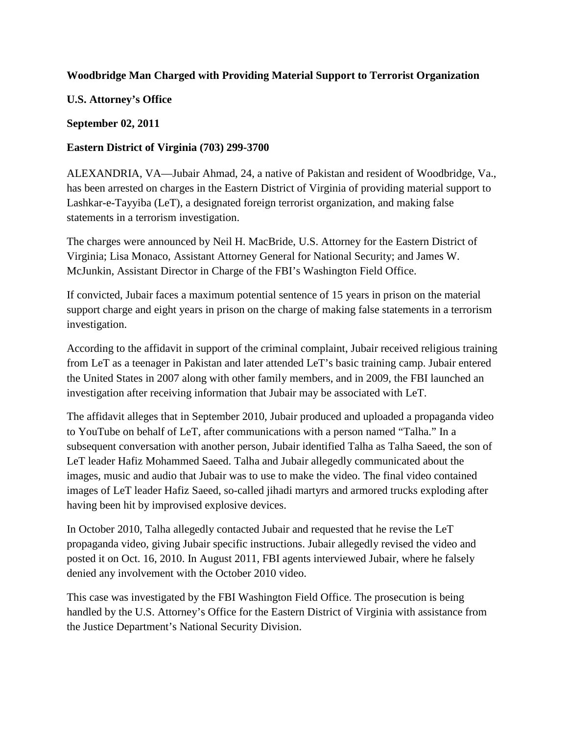**Woodbridge Man Charged with Providing Material Support to Terrorist Organization**

**U.S. Attorney's Office**

**September 02, 2011**

**Eastern District of Virginia (703) 299-3700**

ALEXANDRIA, VA—Jubair Ahmad, 24, a native of Pakistan and resident of Woodbridge, Va., has been arrested on charges in the Eastern District of Virginia of providing material support to Lashkar-e-Tayyiba (LeT), a designated foreign terrorist organization, and making false statements in a terrorism investigation.

The charges were announced by Neil H. MacBride, U.S. Attorney for the Eastern District of Virginia; Lisa Monaco, Assistant Attorney General for National Security; and James W. McJunkin, Assistant Director in Charge of the FBI's Washington Field Office.

If convicted, Jubair faces a maximum potential sentence of 15 years in prison on the material support charge and eight years in prison on the charge of making false statements in a terrorism investigation.

According to the affidavit in support of the criminal complaint, Jubair received religious training from LeT as a teenager in Pakistan and later attended LeT's basic training camp. Jubair entered the United States in 2007 along with other family members, and in 2009, the FBI launched an investigation after receiving information that Jubair may be associated with LeT.

The affidavit alleges that in September 2010, Jubair produced and uploaded a propaganda video to YouTube on behalf of LeT, after communications with a person named "Talha." In a subsequent conversation with another person, Jubair identified Talha as Talha Saeed, the son of LeT leader Hafiz Mohammed Saeed. Talha and Jubair allegedly communicated about the images, music and audio that Jubair was to use to make the video. The final video contained images of LeT leader Hafiz Saeed, so-called jihadi martyrs and armored trucks exploding after having been hit by improvised explosive devices.

In October 2010, Talha allegedly contacted Jubair and requested that he revise the LeT propaganda video, giving Jubair specific instructions. Jubair allegedly revised the video and posted it on Oct. 16, 2010. In August 2011, FBI agents interviewed Jubair, where he falsely denied any involvement with the October 2010 video.

This case was investigated by the FBI Washington Field Office. The prosecution is being handled by the U.S. Attorney's Office for the Eastern District of Virginia with assistance from the Justice Department's National Security Division.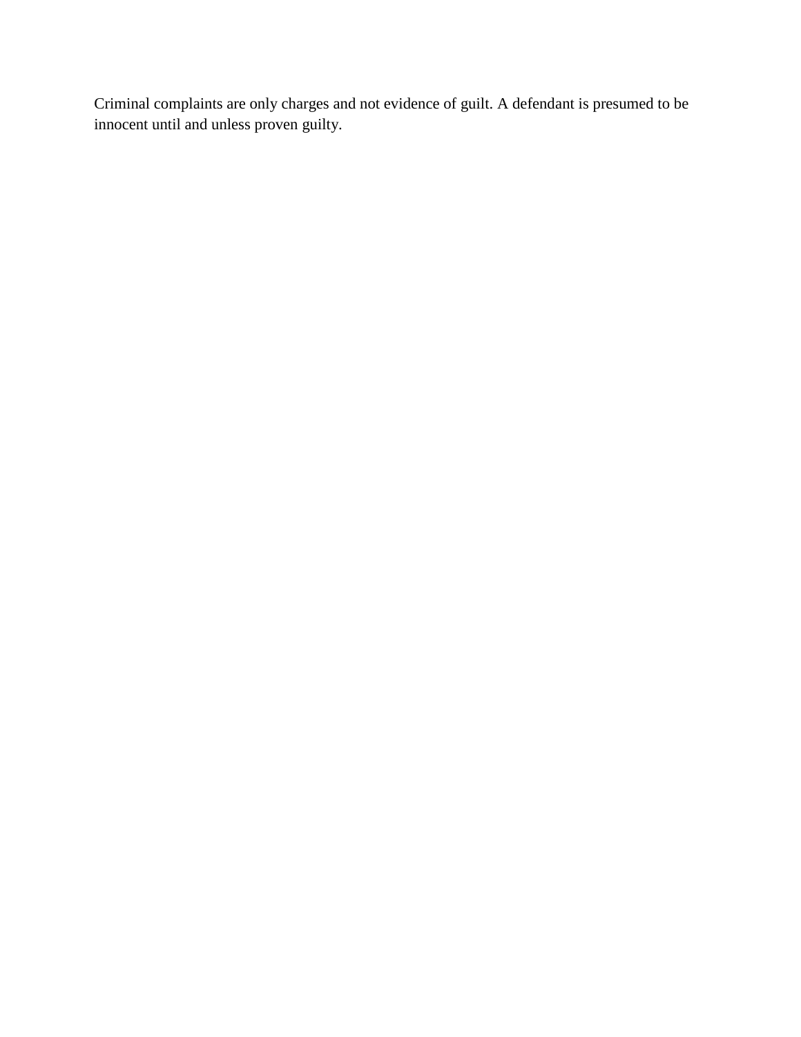Criminal complaints are only charges and not evidence of guilt. A defendant is presumed to be innocent until and unless proven guilty.